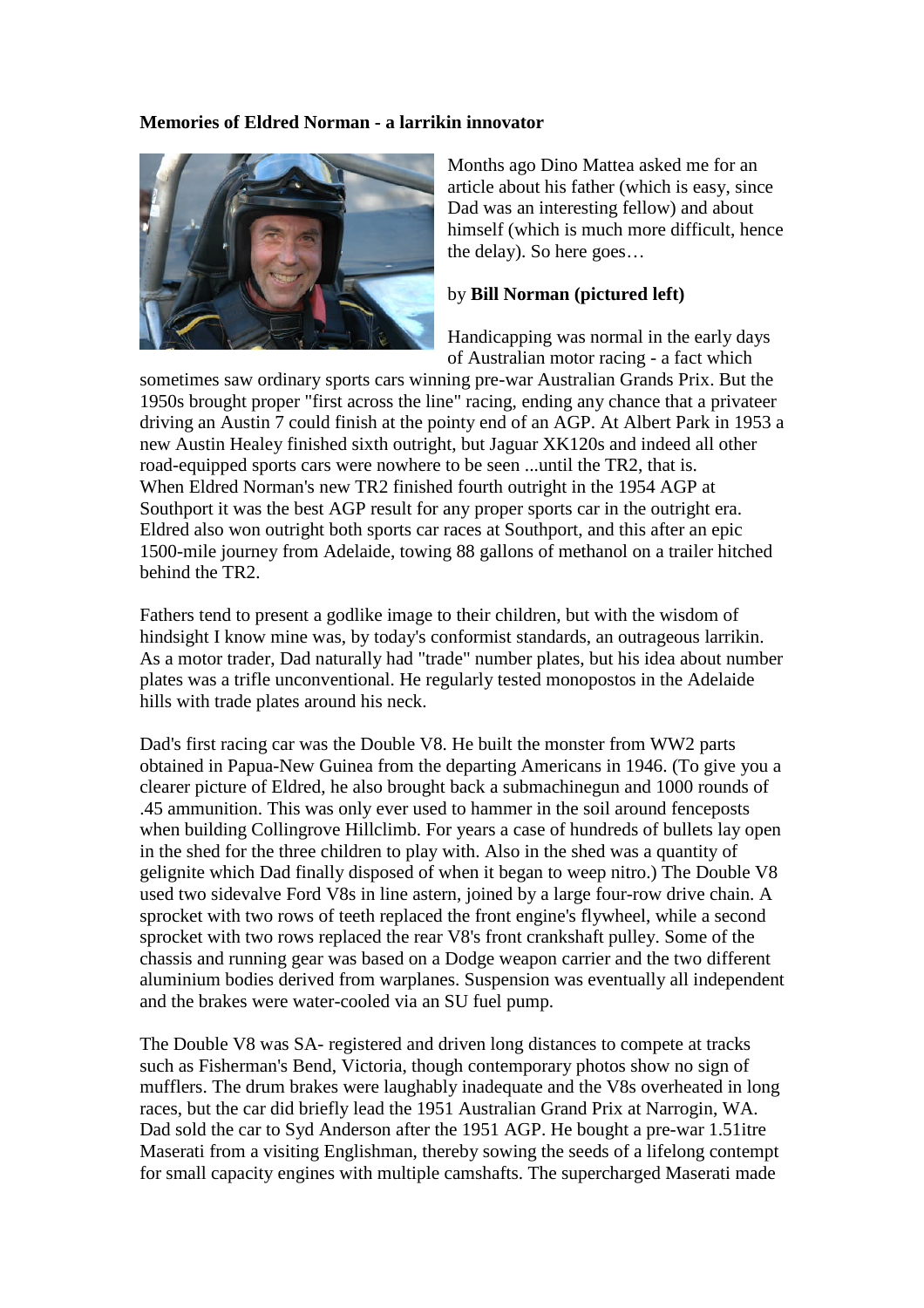**Memories of Eldred Norman - a larrikin innovator**

Months ago Dino Mattea asked me for an article about his father (which is easy, since Dad was an interesting fellow) and about himself (which is much more difficult, hence the delay). So here goes…

by **Bill Norman (pictured left)**

Handicapping was normal in the early days of Australian motor racing - a fact which sometimes saw ordinary sports cars winning pre-war Australian Grands Prix. But the 1950s brought proper "first across the line" racing, ending any chance that a privateer driving an Austin 7 could finish at the pointy end of an AGP. At Albert Park in 1953 a new Austin Healey finished sixth outright, but Jaguar XK120s and indeed all other road-equipped sports cars were nowhere to be seen ...until the TR2, that is. When Eldred Norman's new TR2 finished fourth outright in the 1954 AGP at Southport it was the best AGP result for any proper sports car in the outright era. Eldred also won outright both sports car races at Southport, and this after an epic 1500-mile journey from Adelaide, towing 88 gallons of methanol on a trailer hitched behind the TR2.

Fathers tend to present a godlike image to their children, but with the wisdom of hindsight I know mine was, by today's conformist standards, an outrageous larrikin. As a motor trader, Dad naturally had "trade" number plates, but his idea about number plates was a trifle unconventional. He regularly tested monopostos in the Adelaide hills with trade plates around his neck.

Dad's first racing car was the Double V8. He built the monster from WW2 parts obtained in Papua-New Guinea from the departing Americans in 1946. (To give you a clearer picture of Eldred, he also brought back a submachinegun and 1000 rounds of .45 ammunition. This was only ever used to hammer in the soil around fenceposts when building Collingrove Hillclimb. For years a case of hundreds of bullets lay open in the shed for the three children to play with. Also in the shed was a quantity of gelignite which Dad finally disposed of when it began to weep nitro.) The Double V8 used two sidevalve Ford V8s in line astern, joined by a large four-row drive chain. A sprocket with two rows of teeth replaced the front engine's flywheel, while a second sprocket with two rows replaced the rear V8's front crankshaft pulley. Some of the chassis and running gear was based on a Dodge weapon carrier and the two different aluminium bodies derived from warplanes. Suspension was eventually all independent and the brakes were water-cooled via an SU fuel pump.

The Double V8 was SA- registered and driven long distances to compete at tracks such as Fisherman's Bend, Victoria, though contemporary photos show no sign of mufflers. The drum brakes were laughably inadequate and the V8s overheated in long races, but the car did briefly lead the 1951 Australian Grand Prix at Narrogin, WA. Dad sold the car to Syd Anderson after the 1951 AGP. He bought a pre-war 1.51itre Maserati from a visiting Englishman, thereby sowing the seeds of a lifelong contempt for small capacity engines with multiple camshafts. The supercharged Maserati made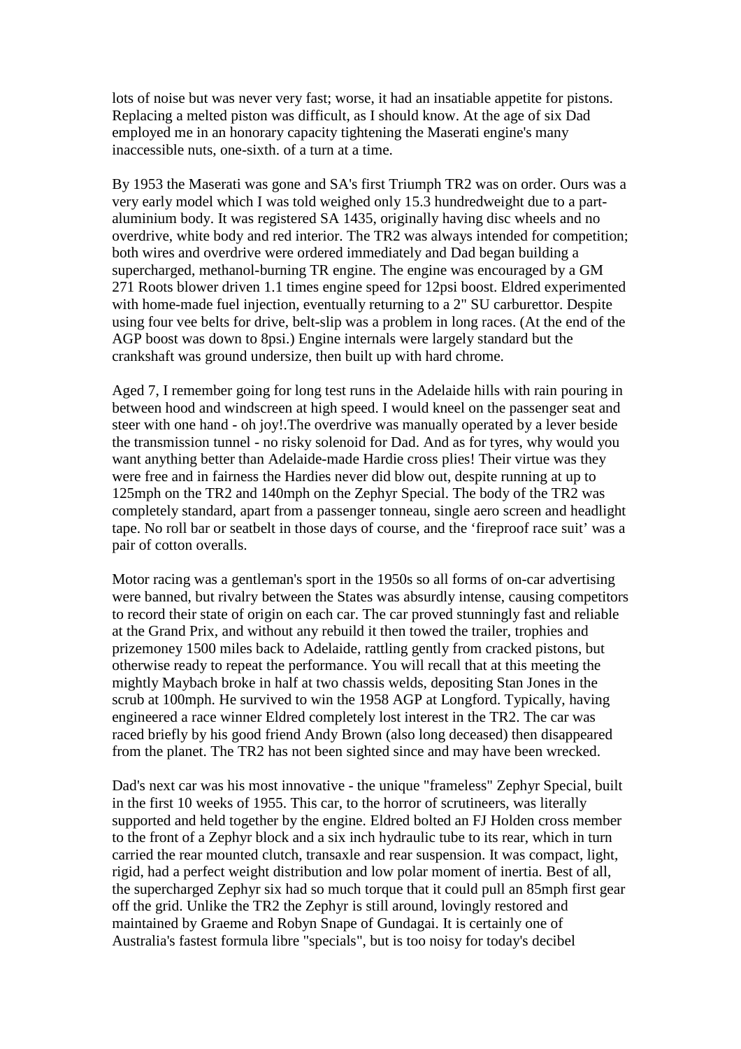lots of noise but was never very fast; worse, it had an insatiable appetite for pistons. Replacing a melted piston was difficult, as I should know. At the age of six Dad employed me in an honorary capacity tightening the Maserati engine's many inaccessible nuts, one-sixth. of a turn at a time.

By 1953 the Maserati was gone and SA's first Triumph TR2 was on order. Ours was a very early model which I was told weighed only 15.3 hundredweight due to a part-aluminium body. It was registered SA 1435, originally having disc wheels and no overdrive, white body and red interior. The TR2 was always intended for competition; both wires and overdrive were ordered immediately and Dad began building a supercharged, methanol-burning TR engine. The engine was encouraged by a GM 271 Roots blower driven 1.1 times engine speed for 12psi boost. Eldred experimented with home-made fuel injection, eventually returning to a 2" SU carburettor. Despite using four vee belts for drive, belt-slip was a problem in long races. (At the end of the AGP boost was down to 8psi.) Engine internals were largely standard but the crankshaft was ground undersize, then built up with hard chrome.

Aged 7, I remember going for long test runs in the Adelaide hills with rain pouring in between hood and windscreen at high speed. I would kneel on the passenger seat and steer with one hand - oh joy!.The overdrive was manually operated by a lever beside the transmission tunnel - no risky solenoid for Dad. And as for tyres, why would you want anything better than Adelaide-made Hardie cross plies! Their virtue was they were free and in fairness the Hardies never did blow out, despite running at up to 125mph on the TR2 and 140mph on the Zephyr Special. The body of the TR2 was completely standard, apart from a passenger tonneau, single aero screen and headlight tape. No roll bar or seatbelt in those days of course, and the 'fireproof race suit' was a pair of cotton overalls.

Motor racing was a gentleman's sport in the 1950s so all forms of on-car advertising were banned, but rivalry between the States was absurdly intense, causing competitors to record their state of origin on each car. The car proved stunningly fast and reliable at the Grand Prix, and without any rebuild it then towed the trailer, trophies and prizemoney 1500 miles back to Adelaide, rattling gently from cracked pistons, but otherwise ready to repeat the performance. You will recall that at this meeting the mightly Maybach broke in half at two chassis welds, depositing Stan Jones in the scrub at 100mph. He survived to win the 1958 AGP at Longford. Typically, having engineered a race winner Eldred completely lost interest in the TR2. The car was raced briefly by his good friend Andy Brown (also long deceased) then disappeared from the planet. The TR2 has not been sighted since and may have been wrecked.

Dad's next car was his most innovative - the unique "frameless" Zephyr Special, built in the first 10 weeks of 1955. This car, to the horror of scrutineers, was literally supported and held together by the engine. Eldred bolted an FJ Holden cross member to the front of a Zephyr block and a six inch hydraulic tube to its rear, which in turn carried the rear mounted clutch, transaxle and rear suspension. It was compact, light, rigid, had a perfect weight distribution and low polar moment of inertia. Best of all, the supercharged Zephyr six had so much torque that it could pull an 85mph first gear off the grid. Unlike the TR2 the Zephyr is still around, lovingly restored and maintained by Graeme and Robyn Snape of Gundagai. It is certainly one of Australia's fastest formula libre "specials", but is too noisy for today's decibel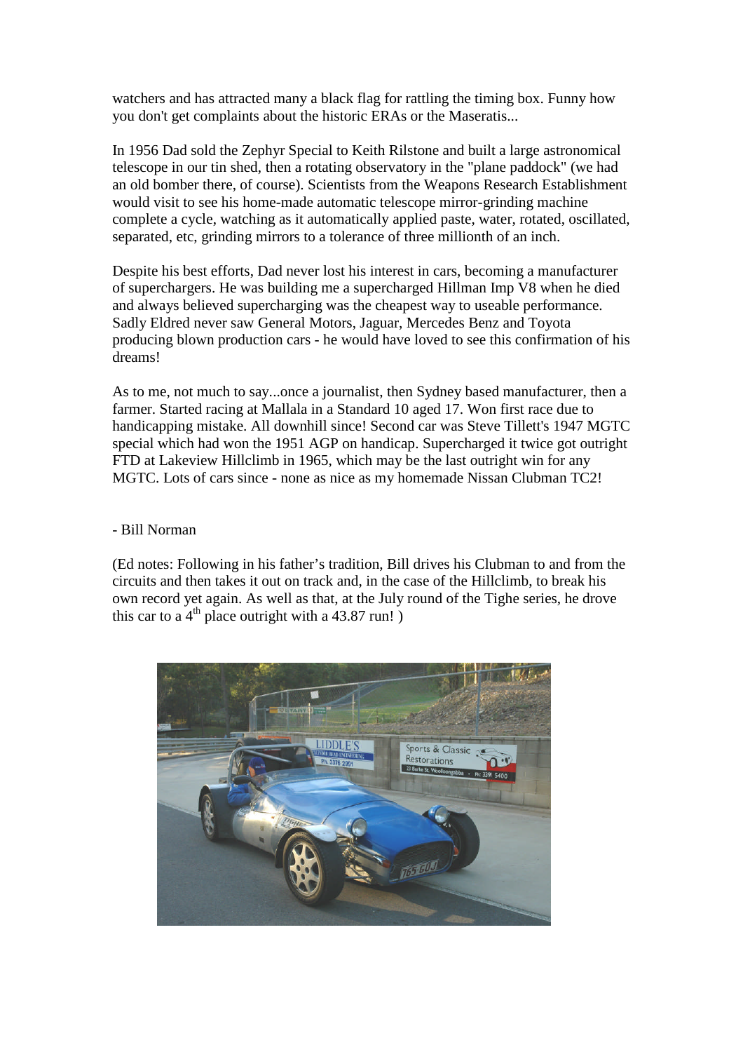watchers and has attracted many a black flag for rattling the timing box. Funny how you don't get complaints about the historic ERAs or the Maseratis...

In 1956 Dad sold the Zephyr Special to Keith Rilstone and built a large astronomical telescope in our tin shed, then a rotating observatory in the "plane paddock" (we had an old bomber there, of course). Scientists from the Weapons Research Establishment would visit to see his home-made automatic telescope mirror-grinding machine complete a cycle, watching as it automatically applied paste, water, rotated, oscillated, separated, etc, grinding mirrors to a tolerance of three millionth of an inch.

Despite his best efforts, Dad never lost his interest in cars, becoming a manufacturer of superchargers. He was building me a supercharged Hillman Imp V8 when he died and always believed supercharging was the cheapest way to useable performance. Sadly Eldred never saw General Motors, Jaguar, Mercedes Benz and Toyota producing blown production cars - he would have loved to see this confirmation of his dreams!

As to me, not much to say...once a journalist, then Sydney based manufacturer, then a farmer. Started racing at Mallala in a Standard 10 aged 17. Won first race due to handicapping mistake. All downhill since! Second car was Steve Tillett's 1947 MGTC special which had won the 1951 AGP on handicap. Supercharged it twice got outright FTD at Lakeview Hillclimb in 1965, which may be the last outright win for any MGTC. Lots of cars since - none as nice as my homemade Nissan Clubman TC2!

- Bill Norman

(Ed notes: Following in his father's tradition, Bill drives his Clubman to and from the circuits and then takes it out on track and, in the case of the Hillclimb, to break his own record yet again. As well as that, at the July round of the Tighe series, he drove this car to a 4th place outright with a 43.87 run! )